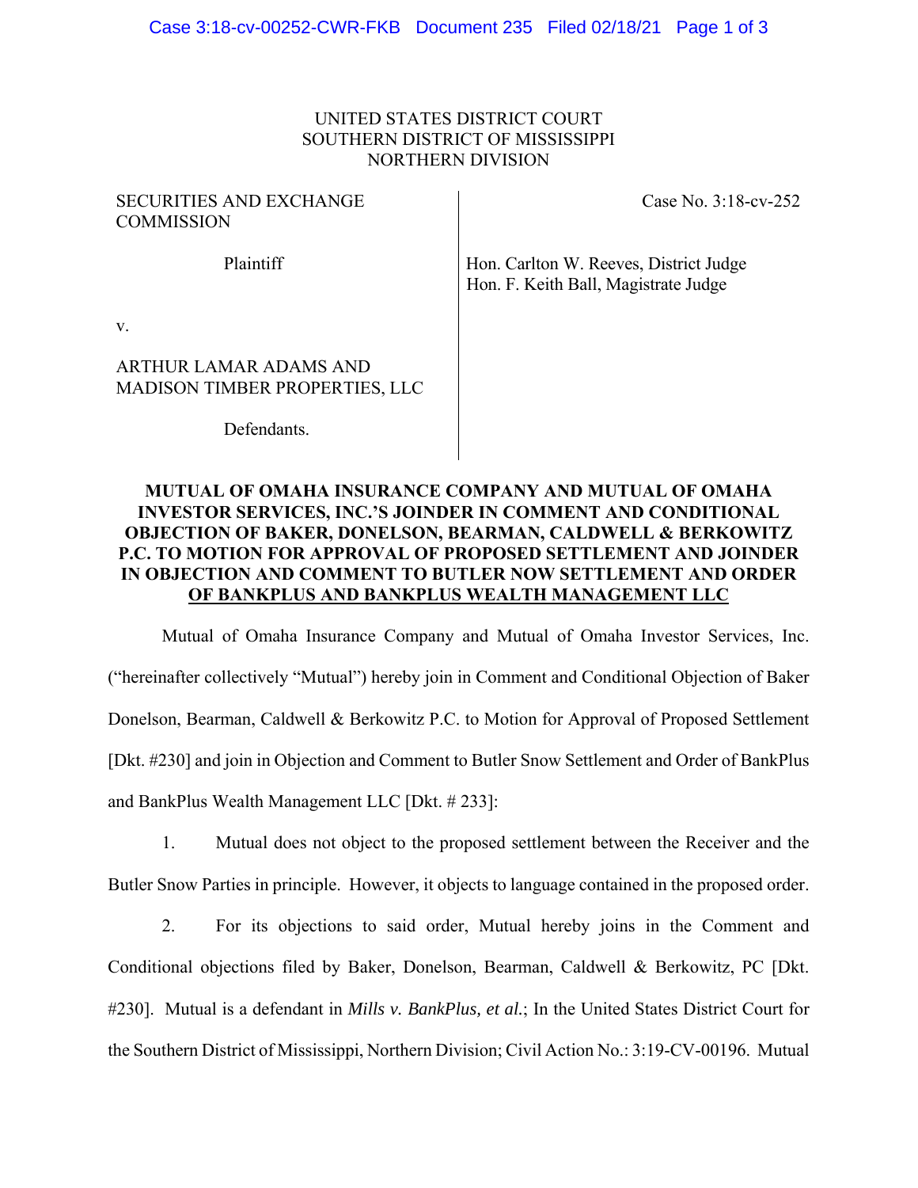UNITED STATES DISTRICT COURT
SOUTHERN DISTRICT OF MISSISSIPPI
NORTHERN DIVISION

SECURITIES AND EXCHANGE COMMISSION

Plaintiff

v.

ARTHUR LAMAR ADAMS AND MADISON TIMBER PROPERTIES, LLC

Defendants.

Case No. 3:18-cv-252

Hon. Carlton W. Reeves, District Judge
Hon. F. Keith Ball, Magistrate Judge

**MUTUAL OF OMAHA INSURANCE COMPANY AND MUTUAL OF OMAHA INVESTOR SERVICES, INC.'S JOINDER IN COMMENT AND CONDITIONAL OBJECTION OF BAKER, DONELSON, BEARMAN, CALDWELL & BERKOWITZ P.C. TO MOTION FOR APPROVAL OF PROPOSED SETTLEMENT AND JOINDER IN OBJECTION AND COMMENT TO BUTLER NOW SETTLEMENT AND ORDER OF BANKPLUS AND BANKPLUS WEALTH MANAGEMENT LLC**

Mutual of Omaha Insurance Company and Mutual of Omaha Investor Services, Inc. ("hereinafter collectively "Mutual") hereby join in Comment and Conditional Objection of Baker Donelson, Bearman, Caldwell & Berkowitz P.C. to Motion for Approval of Proposed Settlement [Dkt. #230] and join in Objection and Comment to Butler Snow Settlement and Order of BankPlus and BankPlus Wealth Management LLC [Dkt. # 233]:

1. Mutual does not object to the proposed settlement between the Receiver and the Butler Snow Parties in principle. However, it objects to language contained in the proposed order.

2. For its objections to said order, Mutual hereby joins in the Comment and Conditional objections filed by Baker, Donelson, Bearman, Caldwell & Berkowitz, PC [Dkt. #230]. Mutual is a defendant in *Mills v. BankPlus, et al.*; In the United States District Court for the Southern District of Mississippi, Northern Division; Civil Action No.: 3:19-CV-00196. Mutual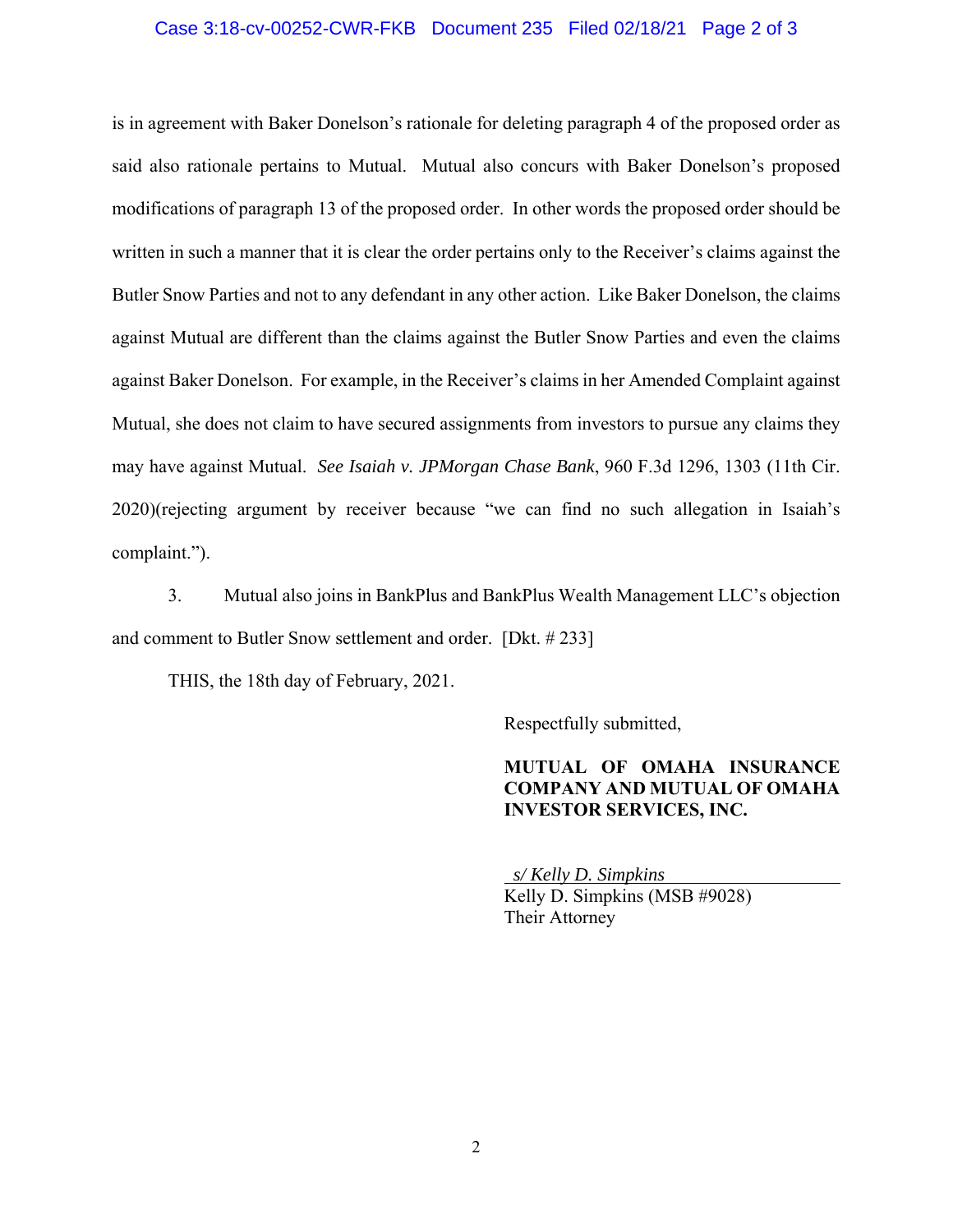is in agreement with Baker Donelson's rationale for deleting paragraph 4 of the proposed order as said also rationale pertains to Mutual. Mutual also concurs with Baker Donelson's proposed modifications of paragraph 13 of the proposed order. In other words the proposed order should be written in such a manner that it is clear the order pertains only to the Receiver's claims against the Butler Snow Parties and not to any defendant in any other action. Like Baker Donelson, the claims against Mutual are different than the claims against the Butler Snow Parties and even the claims against Baker Donelson. For example, in the Receiver's claims in her Amended Complaint against Mutual, she does not claim to have secured assignments from investors to pursue any claims they may have against Mutual. *See Isaiah v. JPMorgan Chase Bank*, 960 F.3d 1296, 1303 (11th Cir. 2020)(rejecting argument by receiver because "we can find no such allegation in Isaiah's complaint.").

3. Mutual also joins in BankPlus and BankPlus Wealth Management LLC's objection and comment to Butler Snow settlement and order. [Dkt. # 233]

THIS, the 18th day of February, 2021.

Respectfully submitted,

**MUTUAL OF OMAHA INSURANCE COMPANY AND MUTUAL OF OMAHA INVESTOR SERVICES, INC.**

*s/ Kelly D. Simpkins*
Kelly D. Simpkins (MSB #9028)
Their Attorney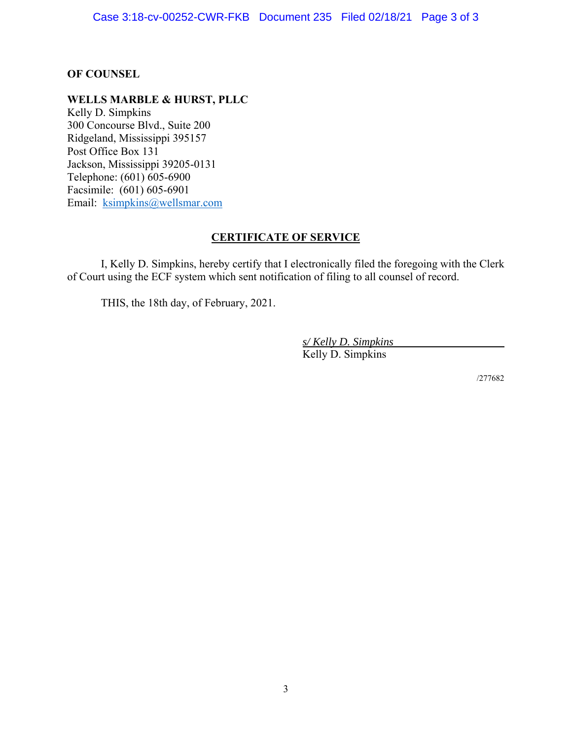**OF COUNSEL**

**WELLS MARBLE & HURST, PLLC**
Kelly D. Simpkins
300 Concourse Blvd., Suite 200
Ridgeland, Mississippi 395157
Post Office Box 131
Jackson, Mississippi 39205-0131
Telephone: (601) 605-6900
Facsimile: (601) 605-6901
Email: ksimpkins@wellsmar.com

## CERTIFICATE OF SERVICE

I, Kelly D. Simpkins, hereby certify that I electronically filed the foregoing with the Clerk of Court using the ECF system which sent notification of filing to all counsel of record.

THIS, the 18th day, of February, 2021.

*s/ Kelly D. Simpkins*
Kelly D. Simpkins

/277682